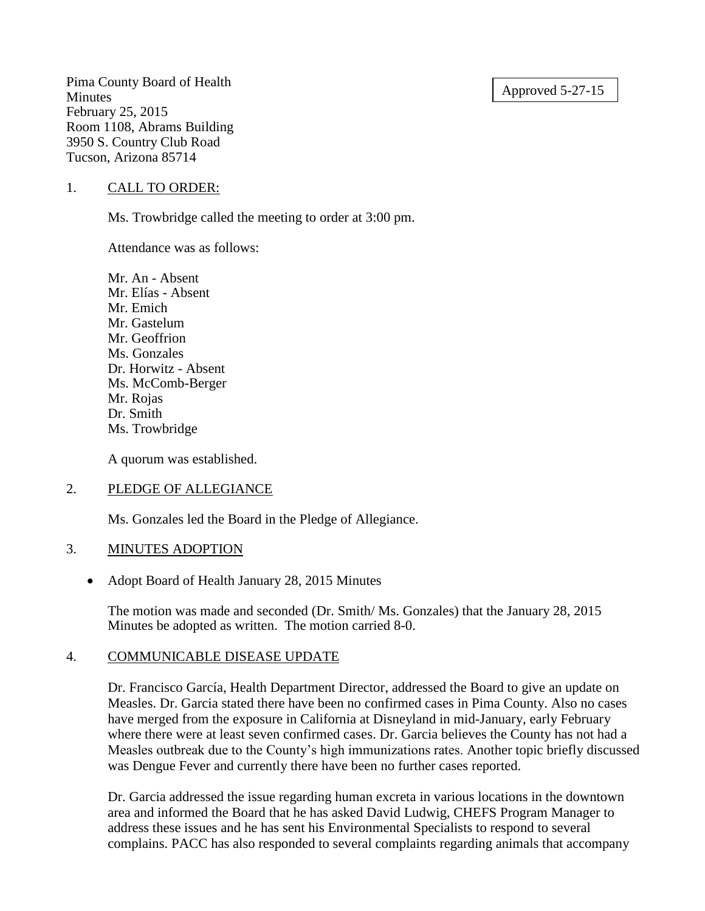Pima County Board of Health
Minutes
February 25, 2015
Room 1108, Abrams Building
3950 S. Country Club Road
Tucson, Arizona 85714

Approved 5-27-15

1. CALL TO ORDER:

Ms. Trowbridge called the meeting to order at 3:00 pm.

Attendance was as follows:

Mr. An - Absent
Mr. Elías - Absent
Mr. Emich
Mr. Gastelum
Mr. Geoffrion
Ms. Gonzales
Dr. Horwitz - Absent
Ms. McComb-Berger
Mr. Rojas
Dr. Smith
Ms. Trowbridge

A quorum was established.

2. PLEDGE OF ALLEGIANCE

Ms. Gonzales led the Board in the Pledge of Allegiance.

3. MINUTES ADOPTION

- Adopt Board of Health January 28, 2015 Minutes

The motion was made and seconded (Dr. Smith/ Ms. Gonzales) that the January 28, 2015 Minutes be adopted as written. The motion carried 8-0.

4. COMMUNICABLE DISEASE UPDATE

Dr. Francisco García, Health Department Director, addressed the Board to give an update on Measles. Dr. Garcia stated there have been no confirmed cases in Pima County. Also no cases have merged from the exposure in California at Disneyland in mid-January, early February where there were at least seven confirmed cases. Dr. Garcia believes the County has not had a Measles outbreak due to the County's high immunizations rates. Another topic briefly discussed was Dengue Fever and currently there have been no further cases reported.

Dr. Garcia addressed the issue regarding human excreta in various locations in the downtown area and informed the Board that he has asked David Ludwig, CHEFS Program Manager to address these issues and he has sent his Environmental Specialists to respond to several complains. PACC has also responded to several complaints regarding animals that accompany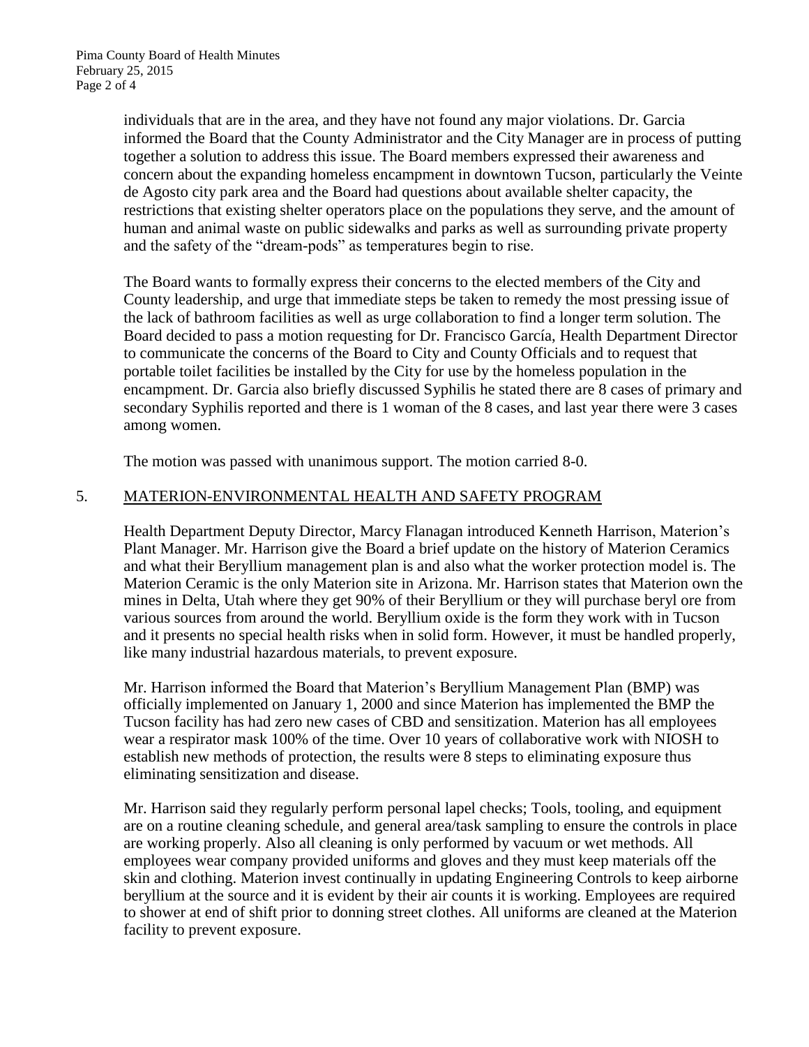individuals that are in the area, and they have not found any major violations. Dr. Garcia informed the Board that the County Administrator and the City Manager are in process of putting together a solution to address this issue. The Board members expressed their awareness and concern about the expanding homeless encampment in downtown Tucson, particularly the Veinte de Agosto city park area and the Board had questions about available shelter capacity, the restrictions that existing shelter operators place on the populations they serve, and the amount of human and animal waste on public sidewalks and parks as well as surrounding private property and the safety of the "dream-pods" as temperatures begin to rise.

The Board wants to formally express their concerns to the elected members of the City and County leadership, and urge that immediate steps be taken to remedy the most pressing issue of the lack of bathroom facilities as well as urge collaboration to find a longer term solution. The Board decided to pass a motion requesting for Dr. Francisco García, Health Department Director to communicate the concerns of the Board to City and County Officials and to request that portable toilet facilities be installed by the City for use by the homeless population in the encampment. Dr. Garcia also briefly discussed Syphilis he stated there are 8 cases of primary and secondary Syphilis reported and there is 1 woman of the 8 cases, and last year there were 3 cases among women.

The motion was passed with unanimous support. The motion carried 8-0.

5. <u>MATERION-ENVIRONMENTAL HEALTH AND SAFETY PROGRAM</u>

Health Department Deputy Director, Marcy Flanagan introduced Kenneth Harrison, Materion's Plant Manager. Mr. Harrison give the Board a brief update on the history of Materion Ceramics and what their Beryllium management plan is and also what the worker protection model is. The Materion Ceramic is the only Materion site in Arizona. Mr. Harrison states that Materion own the mines in Delta, Utah where they get 90% of their Beryllium or they will purchase beryl ore from various sources from around the world. Beryllium oxide is the form they work with in Tucson and it presents no special health risks when in solid form. However, it must be handled properly, like many industrial hazardous materials, to prevent exposure.

Mr. Harrison informed the Board that Materion's Beryllium Management Plan (BMP) was officially implemented on January 1, 2000 and since Materion has implemented the BMP the Tucson facility has had zero new cases of CBD and sensitization. Materion has all employees wear a respirator mask 100% of the time. Over 10 years of collaborative work with NIOSH to establish new methods of protection, the results were 8 steps to eliminating exposure thus eliminating sensitization and disease.

Mr. Harrison said they regularly perform personal lapel checks; Tools, tooling, and equipment are on a routine cleaning schedule, and general area/task sampling to ensure the controls in place are working properly. Also all cleaning is only performed by vacuum or wet methods. All employees wear company provided uniforms and gloves and they must keep materials off the skin and clothing. Materion invest continually in updating Engineering Controls to keep airborne beryllium at the source and it is evident by their air counts it is working. Employees are required to shower at end of shift prior to donning street clothes. All uniforms are cleaned at the Materion facility to prevent exposure.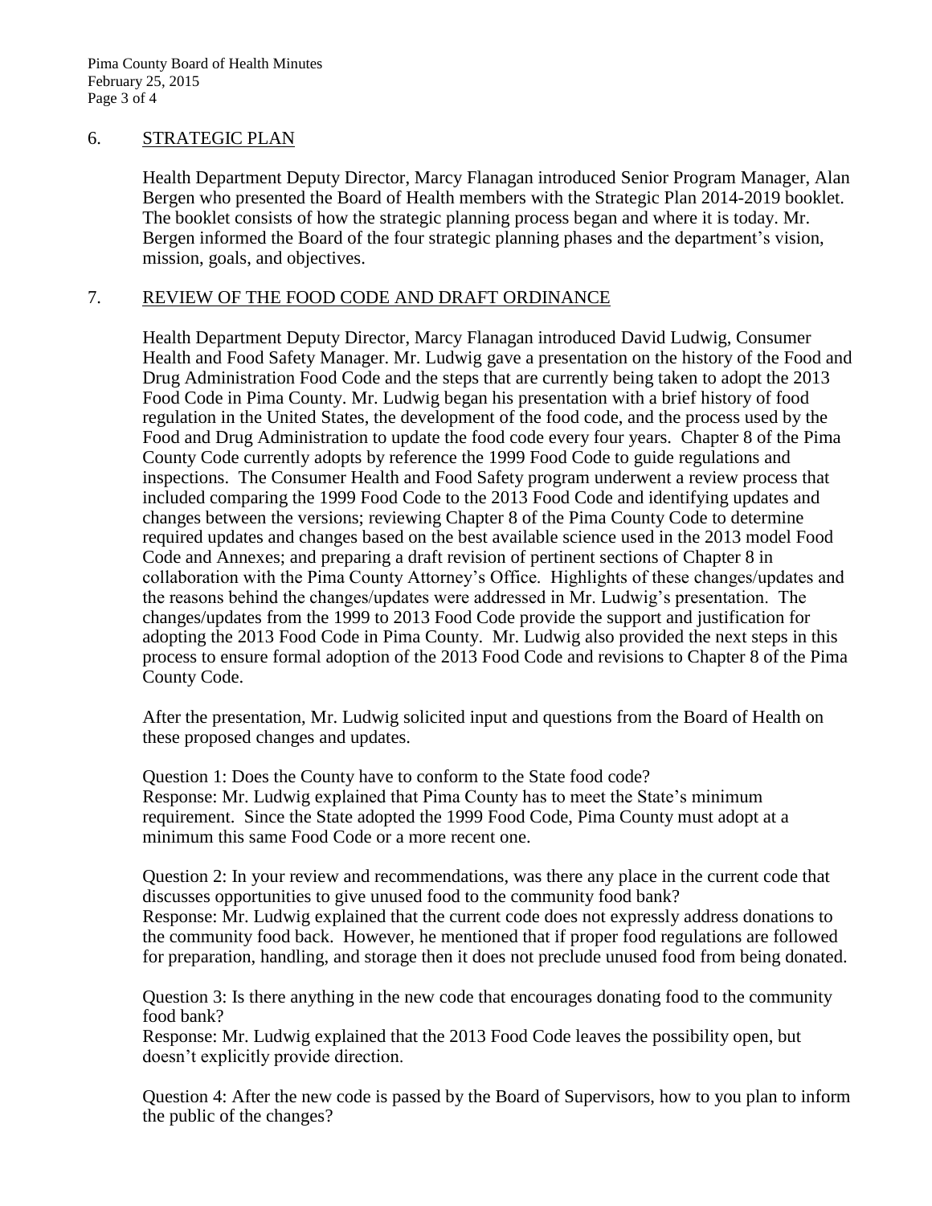## 6. STRATEGIC PLAN

Health Department Deputy Director, Marcy Flanagan introduced Senior Program Manager, Alan Bergen who presented the Board of Health members with the Strategic Plan 2014-2019 booklet. The booklet consists of how the strategic planning process began and where it is today. Mr. Bergen informed the Board of the four strategic planning phases and the department's vision, mission, goals, and objectives.

## 7. REVIEW OF THE FOOD CODE AND DRAFT ORDINANCE

Health Department Deputy Director, Marcy Flanagan introduced David Ludwig, Consumer Health and Food Safety Manager. Mr. Ludwig gave a presentation on the history of the Food and Drug Administration Food Code and the steps that are currently being taken to adopt the 2013 Food Code in Pima County. Mr. Ludwig began his presentation with a brief history of food regulation in the United States, the development of the food code, and the process used by the Food and Drug Administration to update the food code every four years. Chapter 8 of the Pima County Code currently adopts by reference the 1999 Food Code to guide regulations and inspections. The Consumer Health and Food Safety program underwent a review process that included comparing the 1999 Food Code to the 2013 Food Code and identifying updates and changes between the versions; reviewing Chapter 8 of the Pima County Code to determine required updates and changes based on the best available science used in the 2013 model Food Code and Annexes; and preparing a draft revision of pertinent sections of Chapter 8 in collaboration with the Pima County Attorney's Office. Highlights of these changes/updates and the reasons behind the changes/updates were addressed in Mr. Ludwig's presentation. The changes/updates from the 1999 to 2013 Food Code provide the support and justification for adopting the 2013 Food Code in Pima County. Mr. Ludwig also provided the next steps in this process to ensure formal adoption of the 2013 Food Code and revisions to Chapter 8 of the Pima County Code.

After the presentation, Mr. Ludwig solicited input and questions from the Board of Health on these proposed changes and updates.

Question 1: Does the County have to conform to the State food code?
Response: Mr. Ludwig explained that Pima County has to meet the State's minimum requirement. Since the State adopted the 1999 Food Code, Pima County must adopt at a minimum this same Food Code or a more recent one.

Question 2: In your review and recommendations, was there any place in the current code that discusses opportunities to give unused food to the community food bank?
Response: Mr. Ludwig explained that the current code does not expressly address donations to the community food back. However, he mentioned that if proper food regulations are followed for preparation, handling, and storage then it does not preclude unused food from being donated.

Question 3: Is there anything in the new code that encourages donating food to the community food bank?
Response: Mr. Ludwig explained that the 2013 Food Code leaves the possibility open, but doesn't explicitly provide direction.

Question 4: After the new code is passed by the Board of Supervisors, how to you plan to inform the public of the changes?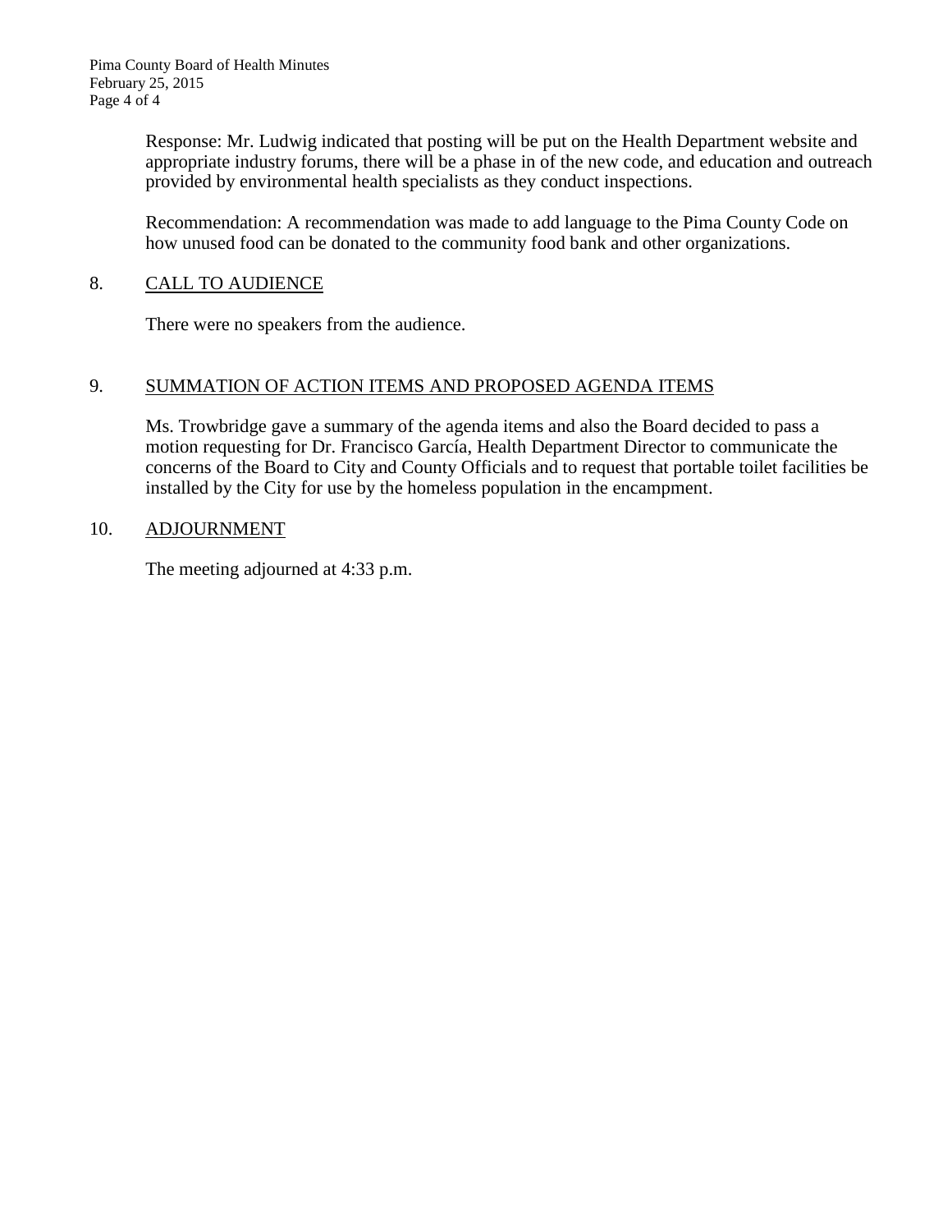Response: Mr. Ludwig indicated that posting will be put on the Health Department website and appropriate industry forums, there will be a phase in of the new code, and education and outreach provided by environmental health specialists as they conduct inspections.

Recommendation: A recommendation was made to add language to the Pima County Code on how unused food can be donated to the community food bank and other organizations.

8. CALL TO AUDIENCE

There were no speakers from the audience.

9. SUMMATION OF ACTION ITEMS AND PROPOSED AGENDA ITEMS

Ms. Trowbridge gave a summary of the agenda items and also the Board decided to pass a motion requesting for Dr. Francisco García, Health Department Director to communicate the concerns of the Board to City and County Officials and to request that portable toilet facilities be installed by the City for use by the homeless population in the encampment.

10. ADJOURNMENT

The meeting adjourned at 4:33 p.m.